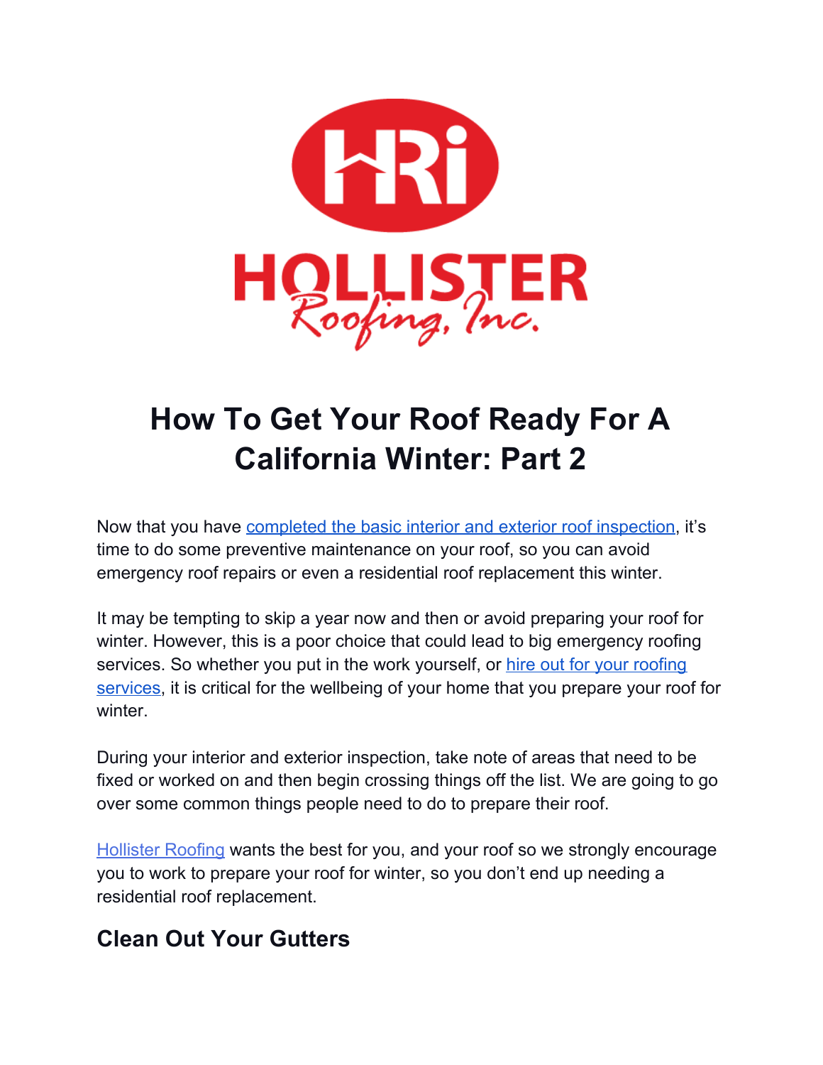# How To Get Your Roof Ready For A California Winter: Part 2

Now that you have completed the basic interior and exterior roof inspection, it's time to do some preventive maintenance on your roof, so you can avoid emergency roof repairs or even a residential roof replacement this winter.

It may be tempting to skip a year now and then or avoid preparing your roof for winter. However, this is a poor choice that could lead to big emergency roofing services. So whether you put in the work yourself, or hire out for your roofing services, it is critical for the wellbeing of your home that you prepare your roof for winter.

During your interior and exterior inspection, take note of areas that need to be fixed or worked on and then begin crossing things off the list. We are going to go over some common things people need to do to prepare their roof.

Hollister Roofing wants the best for you, and your roof so we strongly encourage you to work to prepare your roof for winter, so you don't end up needing a residential roof replacement.

## Clean Out Your Gutters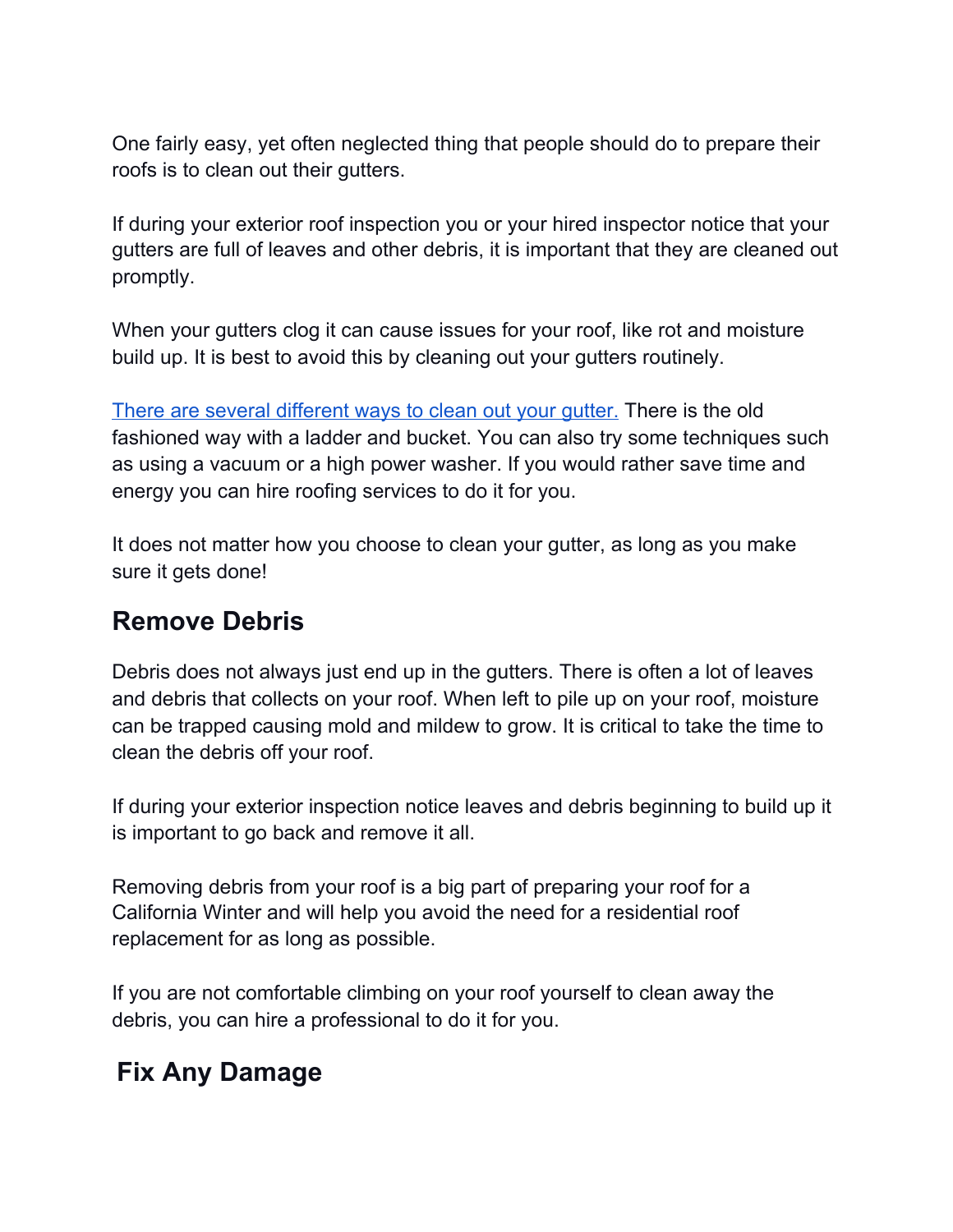One fairly easy, yet often neglected thing that people should do to prepare their roofs is to clean out their gutters.

If during your exterior roof inspection you or your hired inspector notice that your gutters are full of leaves and other debris, it is important that they are cleaned out promptly.

When your gutters clog it can cause issues for your roof, like rot and moisture build up. It is best to avoid this by cleaning out your gutters routinely.

There are several different ways to clean out your gutter. There is the old fashioned way with a ladder and bucket. You can also try some techniques such as using a vacuum or a high power washer. If you would rather save time and energy you can hire roofing services to do it for you.

It does not matter how you choose to clean your gutter, as long as you make sure it gets done!

## Remove Debris

Debris does not always just end up in the gutters. There is often a lot of leaves and debris that collects on your roof. When left to pile up on your roof, moisture can be trapped causing mold and mildew to grow. It is critical to take the time to clean the debris off your roof.

If during your exterior inspection notice leaves and debris beginning to build up it is important to go back and remove it all.

Removing debris from your roof is a big part of preparing your roof for a California Winter and will help you avoid the need for a residential roof replacement for as long as possible.

If you are not comfortable climbing on your roof yourself to clean away the debris, you can hire a professional to do it for you.

## Fix Any Damage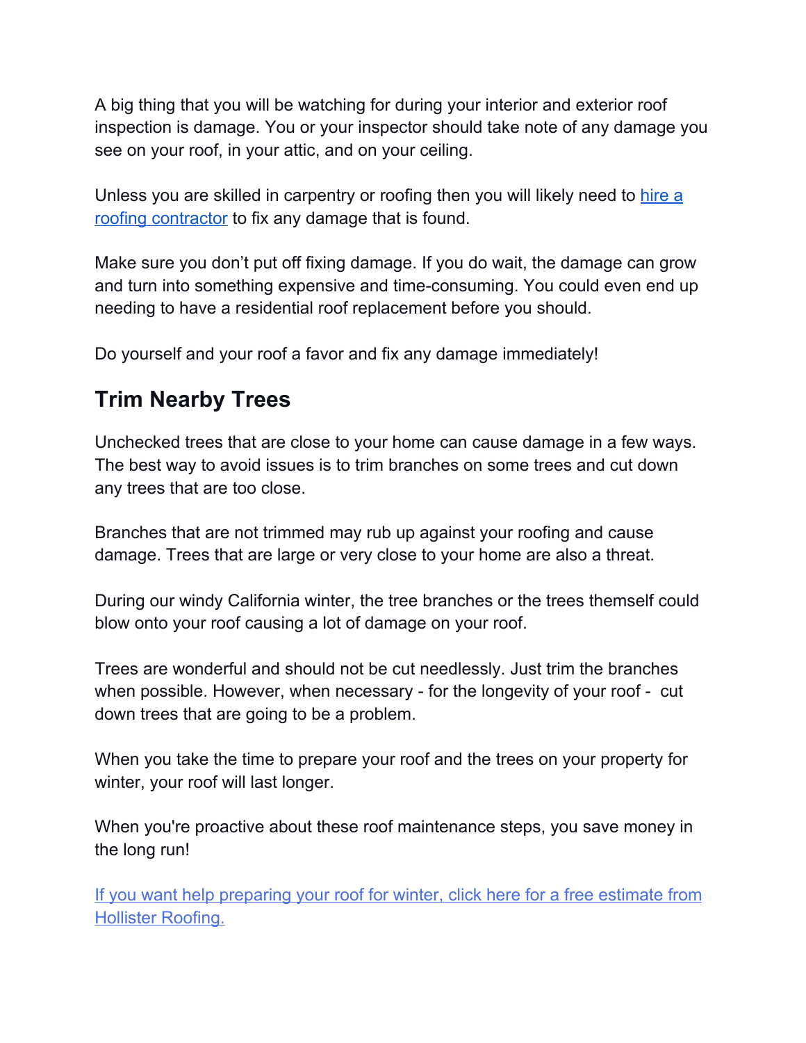A big thing that you will be watching for during your interior and exterior roof inspection is damage. You or your inspector should take note of any damage you see on your roof, in your attic, and on your ceiling.

Unless you are skilled in carpentry or roofing then you will likely need to hire a roofing contractor to fix any damage that is found.

Make sure you don't put off fixing damage. If you do wait, the damage can grow and turn into something expensive and time-consuming. You could even end up needing to have a residential roof replacement before you should.

Do yourself and your roof a favor and fix any damage immediately!

## Trim Nearby Trees

Unchecked trees that are close to your home can cause damage in a few ways. The best way to avoid issues is to trim branches on some trees and cut down any trees that are too close.

Branches that are not trimmed may rub up against your roofing and cause damage. Trees that are large or very close to your home are also a threat.

During our windy California winter, the tree branches or the trees themself could blow onto your roof causing a lot of damage on your roof.

Trees are wonderful and should not be cut needlessly. Just trim the branches when possible. However, when necessary - for the longevity of your roof - cut down trees that are going to be a problem.

When you take the time to prepare your roof and the trees on your property for winter, your roof will last longer.

When you're proactive about these roof maintenance steps, you save money in the long run!

If you want help preparing your roof for winter, click here for a free estimate from Hollister Roofing.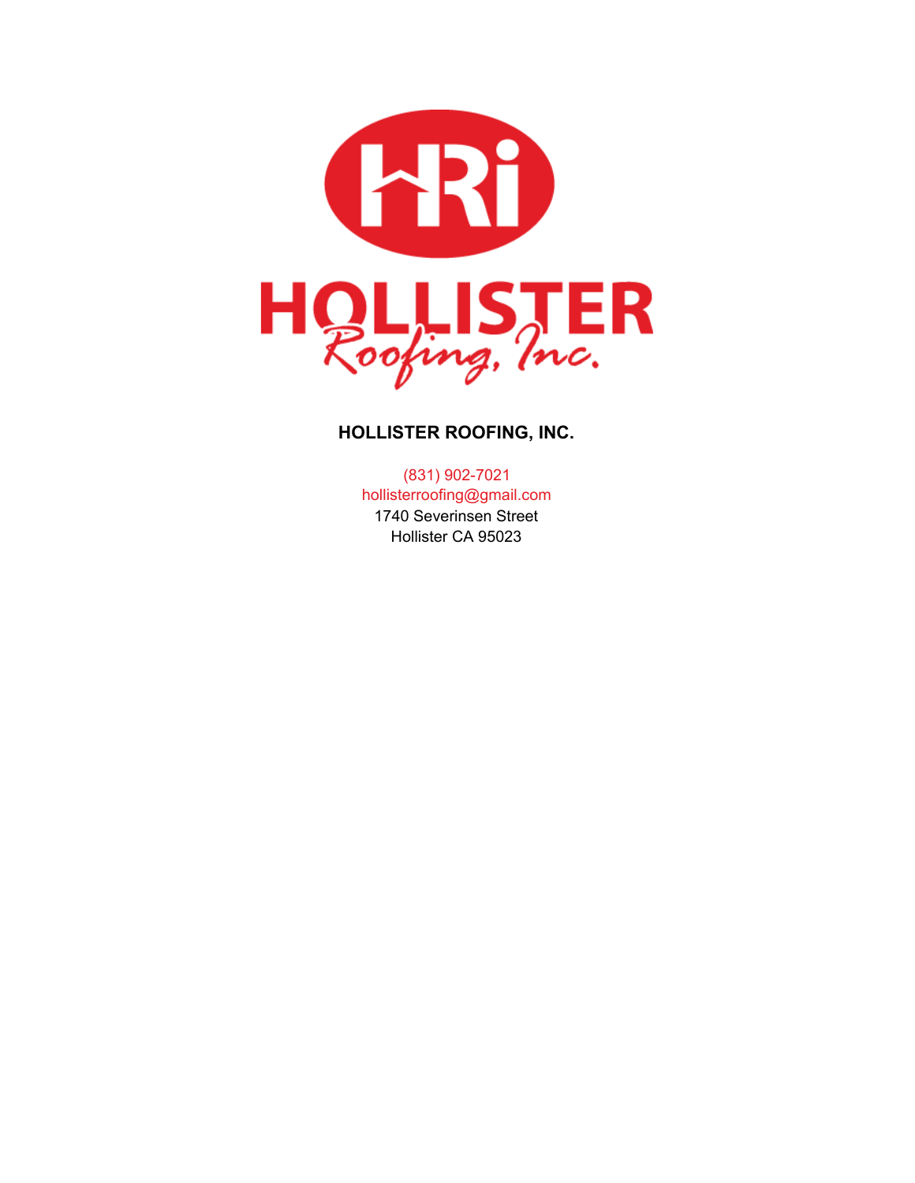**HOLLISTER ROOFING, INC.**

(831) 902-7021
hollisterroofing@gmail.com
1740 Severinsen Street
Hollister CA 95023